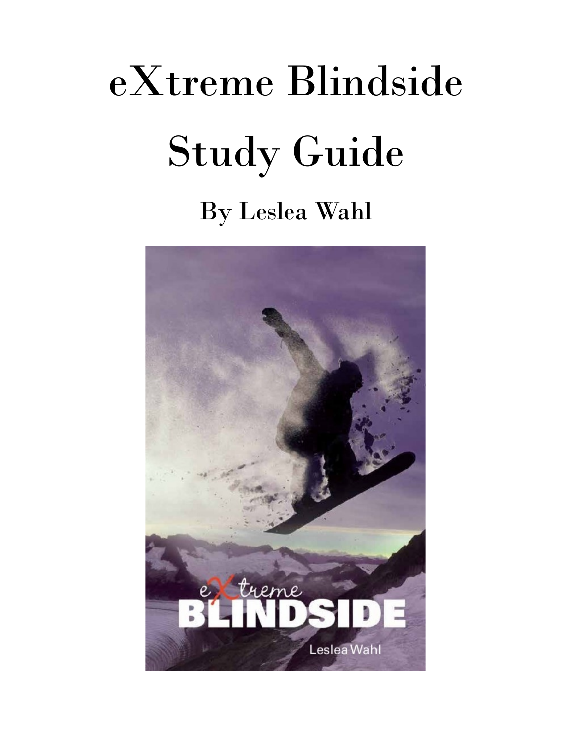# eXtreme Blindside

# Study Guide

## By Leslea Wahl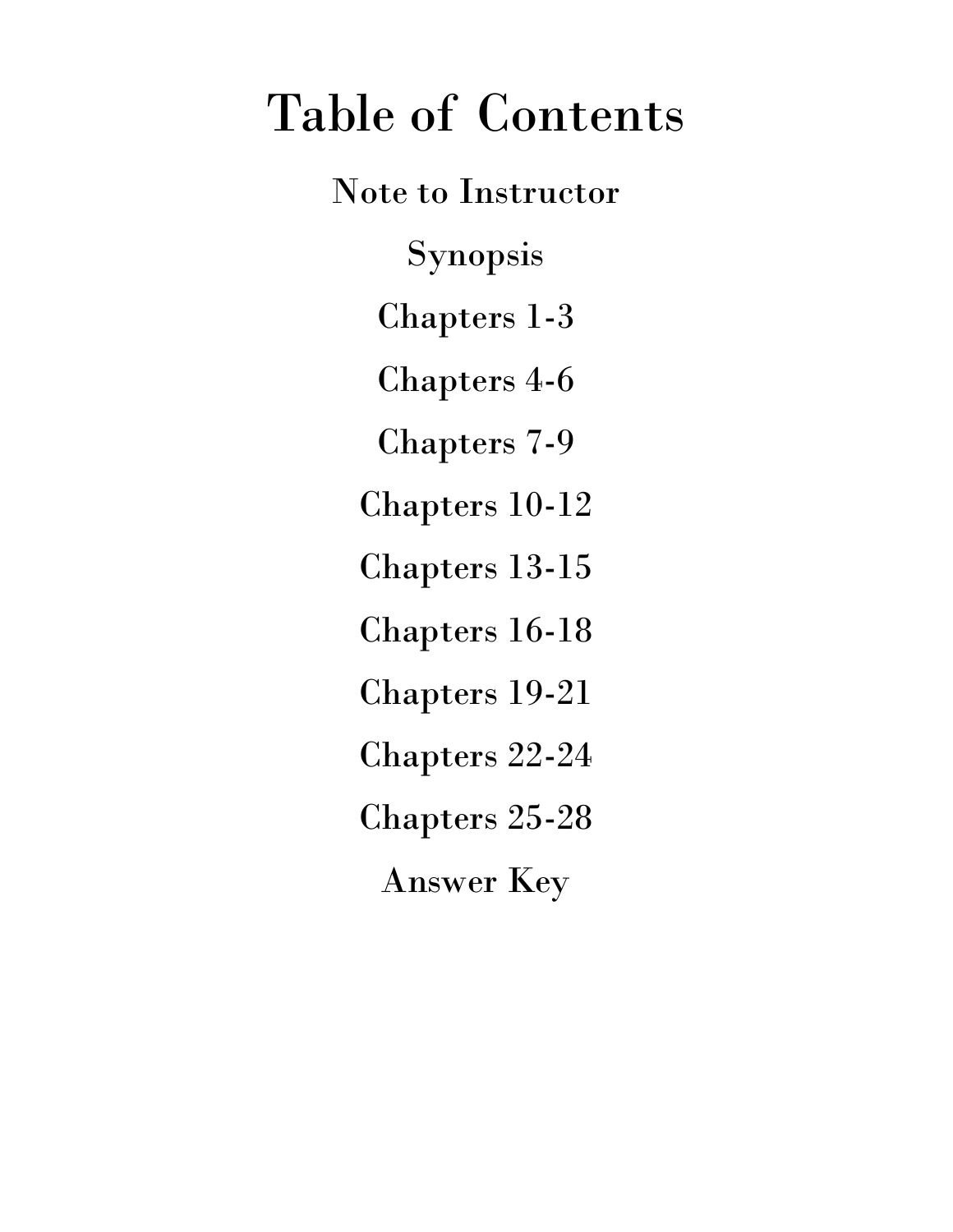# Table of Contents

Note to Instructor

Synopsis

Chapters 1-3

Chapters 4-6

Chapters 7-9

Chapters 10-12

Chapters 13-15

Chapters 16-18

Chapters 19-21

Chapters 22-24

Chapters 25-28

Answer Key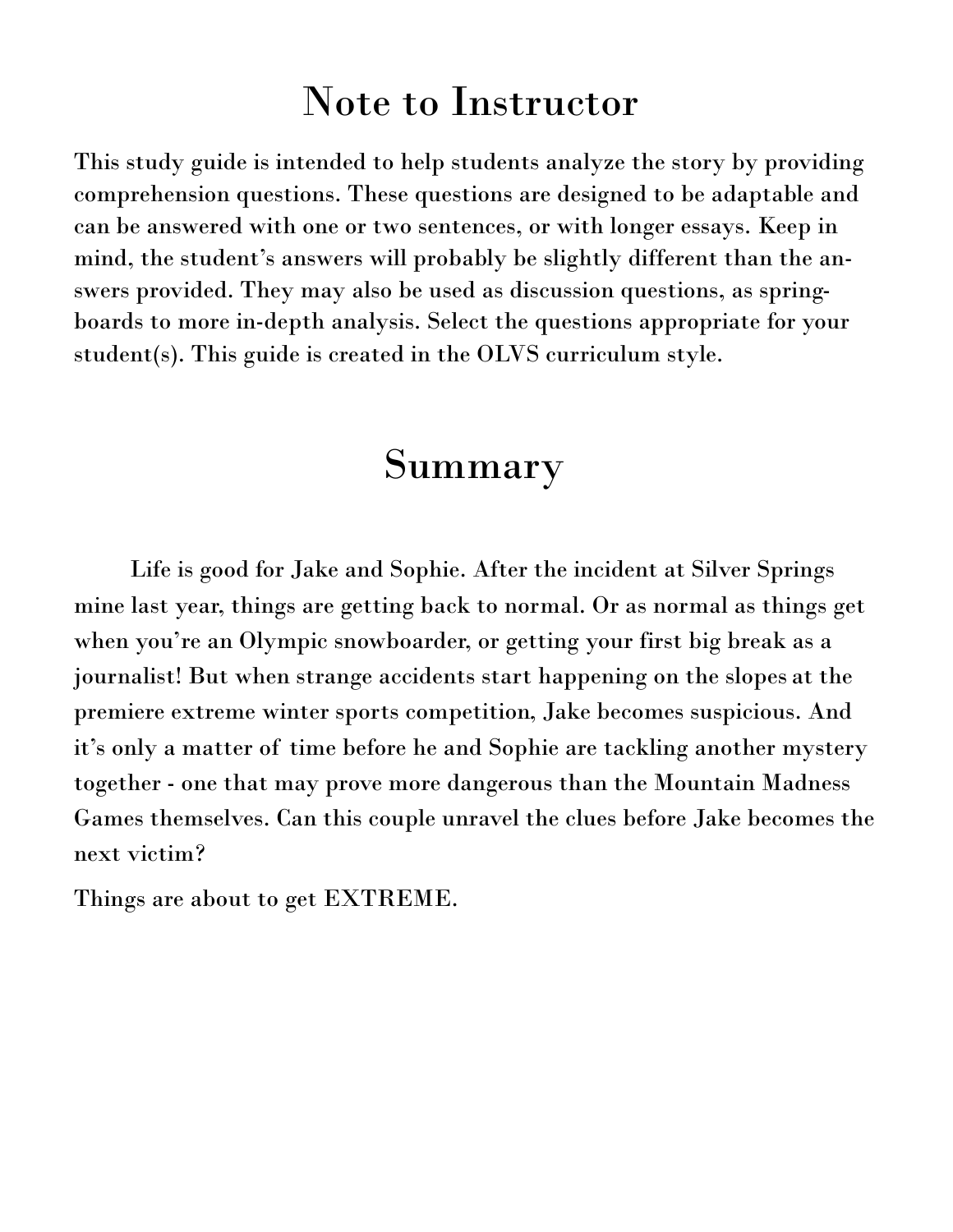# Note to Instructor

This study guide is intended to help students analyze the story by providing comprehension questions. These questions are designed to be adaptable and can be answered with one or two sentences, or with longer essays. Keep in mind, the student's answers will probably be slightly different than the answers provided. They may also be used as discussion questions, as springboards to more in-depth analysis. Select the questions appropriate for your student(s). This guide is created in the OLVS curriculum style.

# Summary

Life is good for Jake and Sophie. After the incident at Silver Springs mine last year, things are getting back to normal. Or as normal as things get when you're an Olympic snowboarder, or getting your first big break as a journalist! But when strange accidents start happening on the slopes at the premiere extreme winter sports competition, Jake becomes suspicious. And it's only a matter of time before he and Sophie are tackling another mystery together - one that may prove more dangerous than the Mountain Madness Games themselves. Can this couple unravel the clues before Jake becomes the next victim?

Things are about to get EXTREME.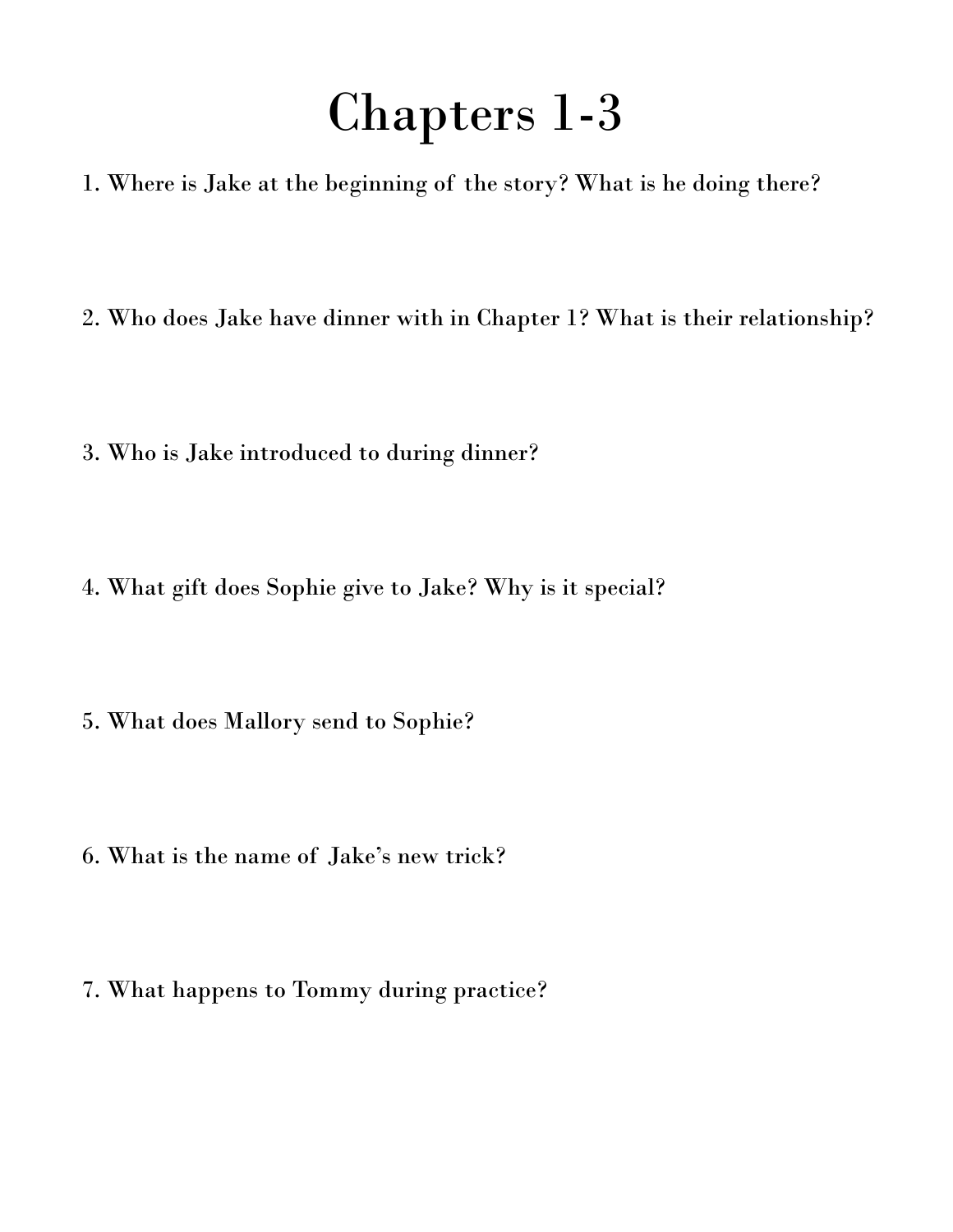# Chapters 1-3

1. Where is Jake at the beginning of the story? What is he doing there?

2. Who does Jake have dinner with in Chapter 1? What is their relationship?

3. Who is Jake introduced to during dinner?

4. What gift does Sophie give to Jake? Why is it special?

5. What does Mallory send to Sophie?

6. What is the name of Jake's new trick?

7. What happens to Tommy during practice?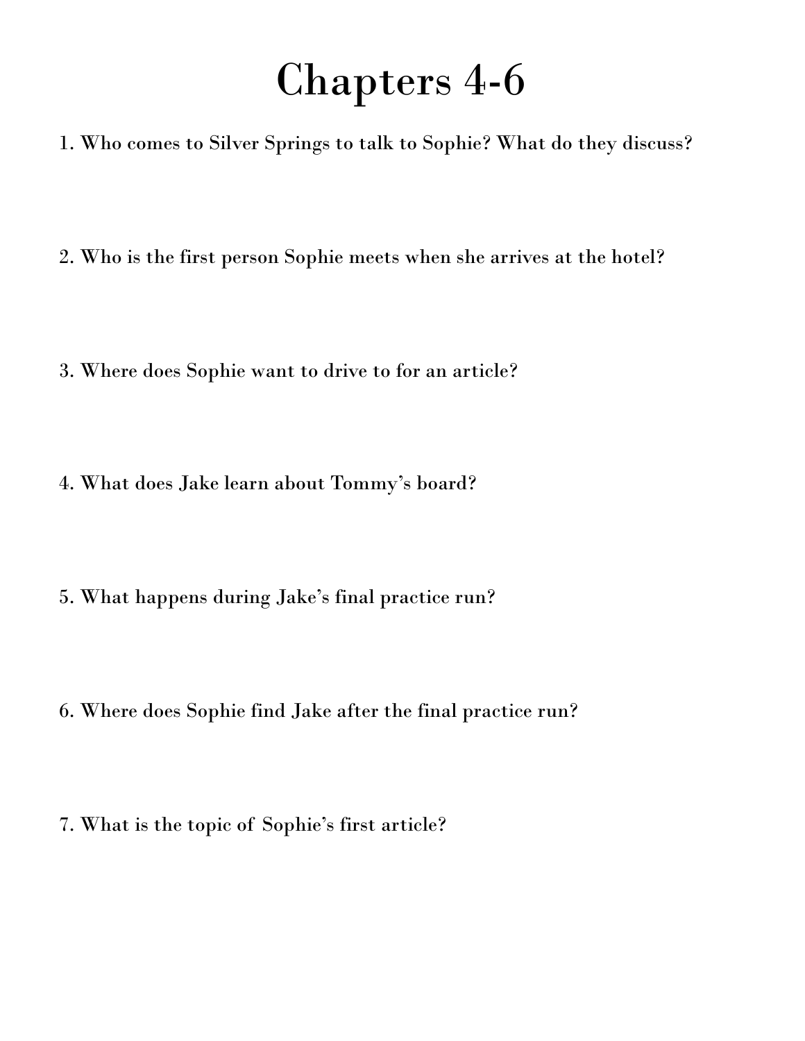# Chapters 4-6

1. Who comes to Silver Springs to talk to Sophie? What do they discuss?

2. Who is the first person Sophie meets when she arrives at the hotel?

3. Where does Sophie want to drive to for an article?

4. What does Jake learn about Tommy's board?

5. What happens during Jake's final practice run?

6. Where does Sophie find Jake after the final practice run?

7. What is the topic of Sophie's first article?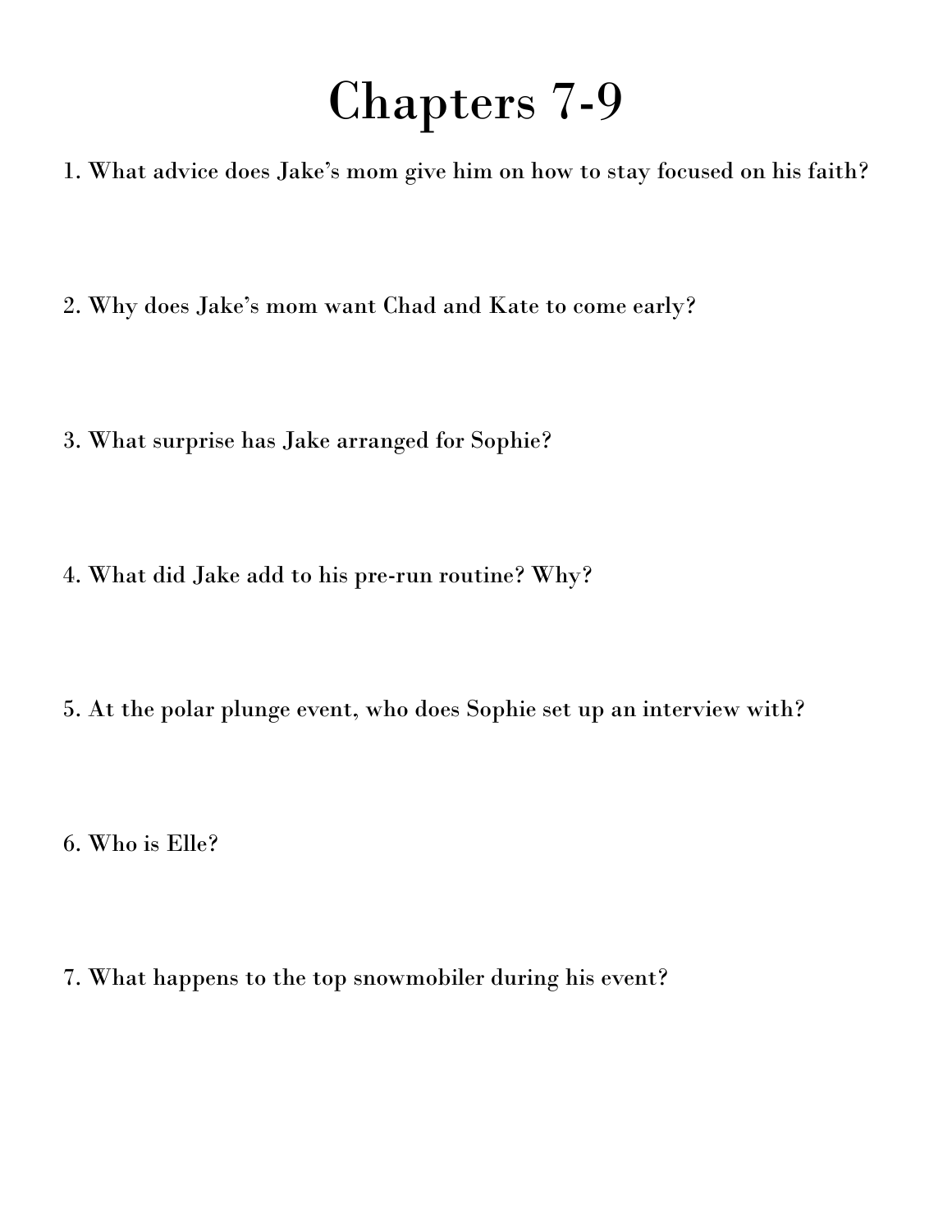# Chapters 7-9

1. What advice does Jake's mom give him on how to stay focused on his faith?

2. Why does Jake's mom want Chad and Kate to come early?

3. What surprise has Jake arranged for Sophie?

4. What did Jake add to his pre-run routine? Why?

5. At the polar plunge event, who does Sophie set up an interview with?

6. Who is Elle?

7. What happens to the top snowmobiler during his event?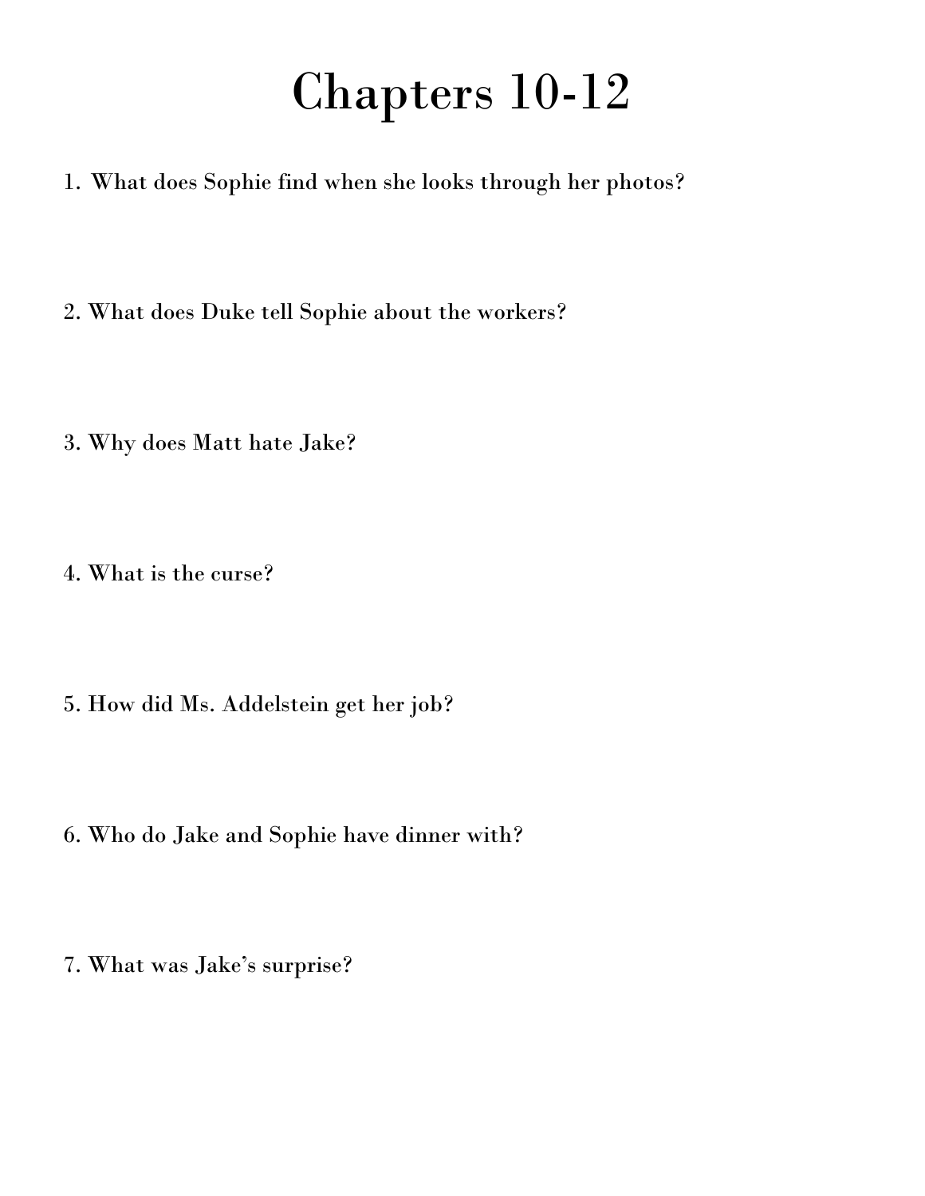# Chapters 10-12

1. What does Sophie find when she looks through her photos?

2. What does Duke tell Sophie about the workers?

3. Why does Matt hate Jake?

4. What is the curse?

5. How did Ms. Addelstein get her job?

6. Who do Jake and Sophie have dinner with?

7. What was Jake's surprise?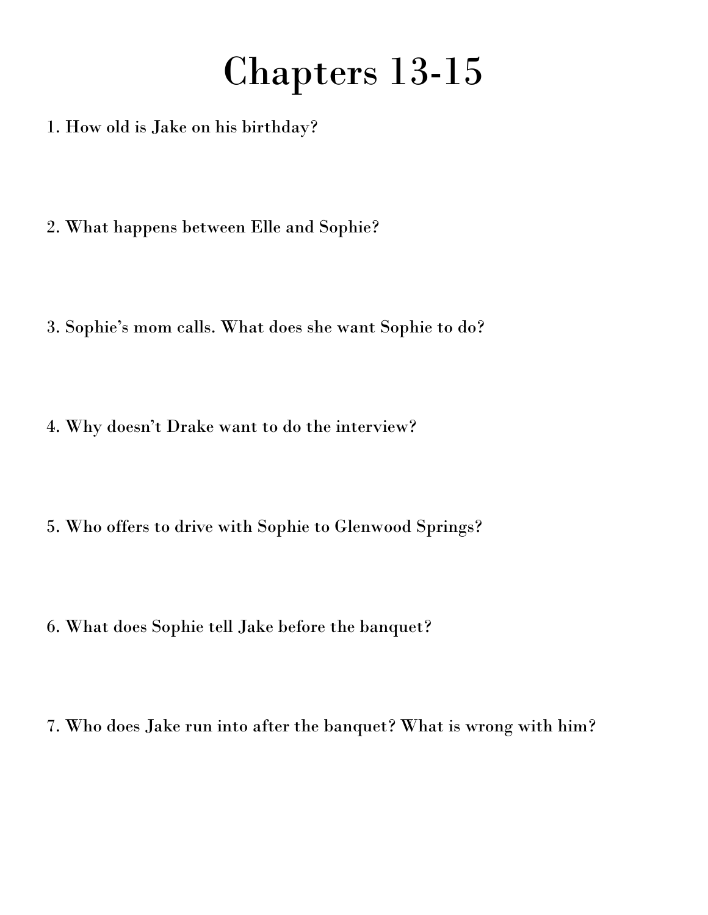# Chapters 13-15

1. How old is Jake on his birthday?

2. What happens between Elle and Sophie?

3. Sophie's mom calls. What does she want Sophie to do?

4. Why doesn't Drake want to do the interview?

5. Who offers to drive with Sophie to Glenwood Springs?

6. What does Sophie tell Jake before the banquet?

7. Who does Jake run into after the banquet? What is wrong with him?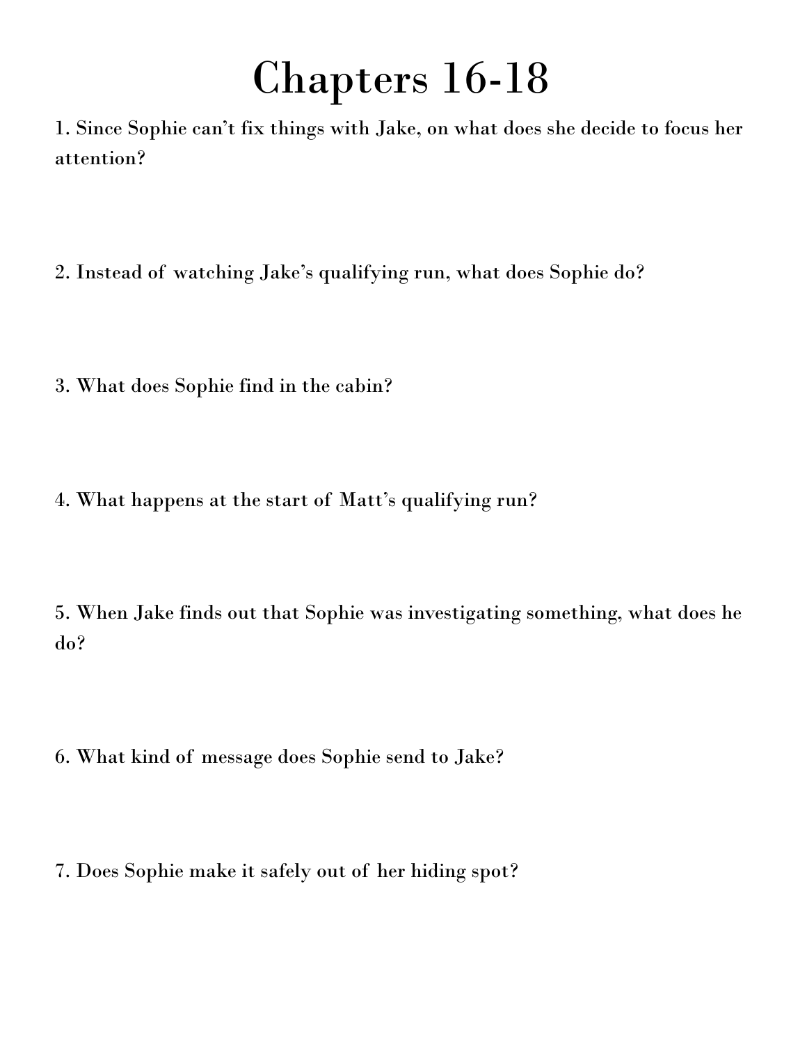# Chapters 16-18

1. Since Sophie can't fix things with Jake, on what does she decide to focus her attention?

2. Instead of watching Jake's qualifying run, what does Sophie do?

3. What does Sophie find in the cabin?

4. What happens at the start of Matt's qualifying run?

5. When Jake finds out that Sophie was investigating something, what does he do?

6. What kind of message does Sophie send to Jake?

7. Does Sophie make it safely out of her hiding spot?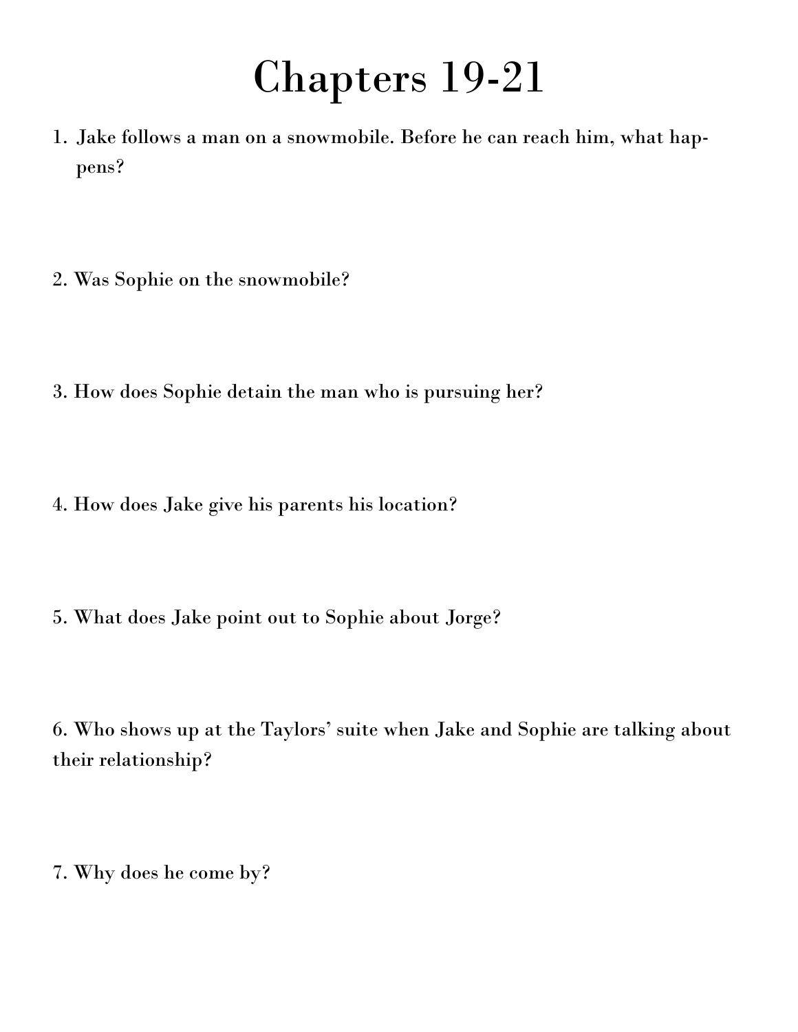# Chapters 19-21

1. Jake follows a man on a snowmobile. Before he can reach him, what happens?

2. Was Sophie on the snowmobile?

3. How does Sophie detain the man who is pursuing her?

4. How does Jake give his parents his location?

5. What does Jake point out to Sophie about Jorge?

6. Who shows up at the Taylors' suite when Jake and Sophie are talking about their relationship?

7. Why does he come by?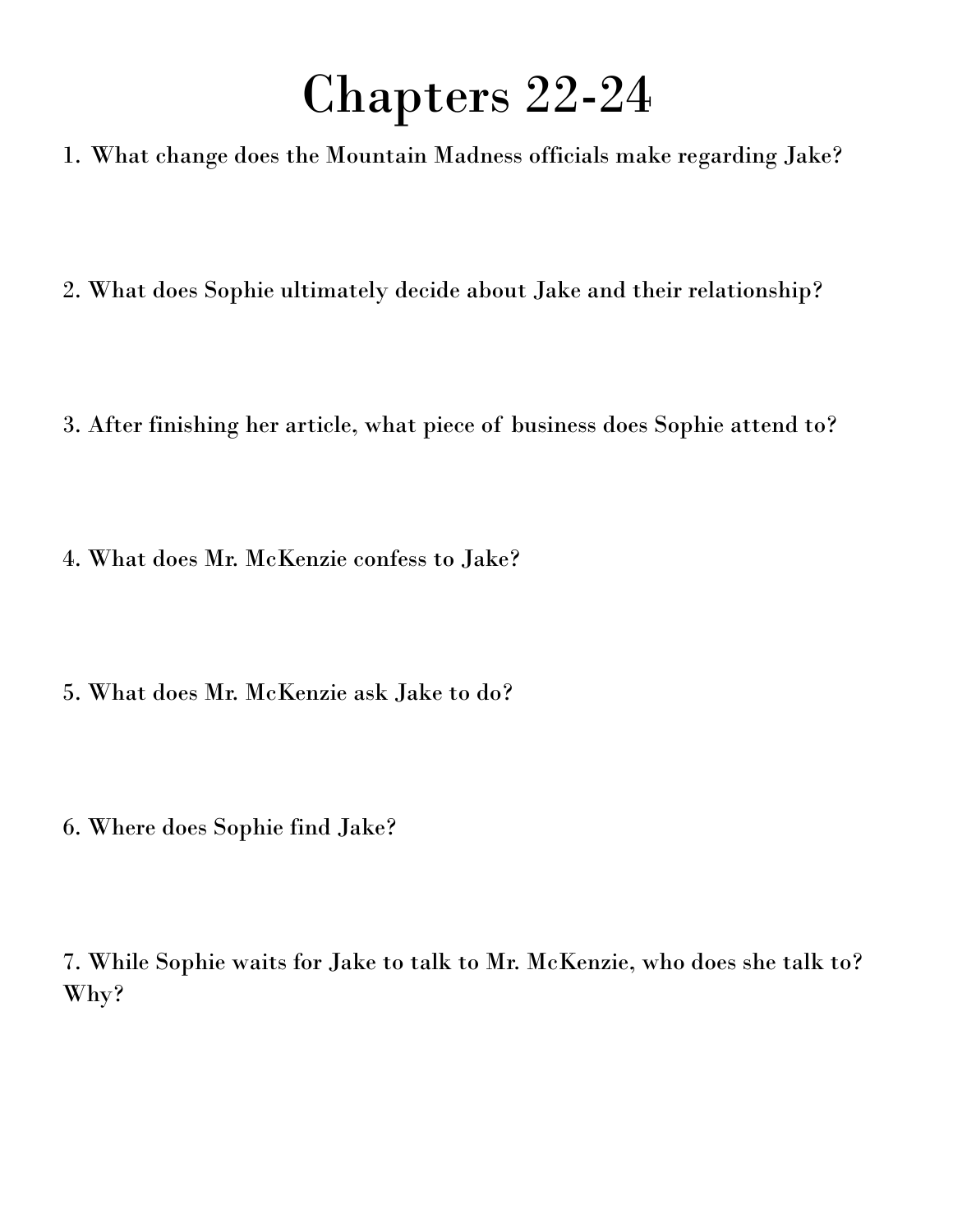# Chapters 22-24

1. What change does the Mountain Madness officials make regarding Jake?

2. What does Sophie ultimately decide about Jake and their relationship?

3. After finishing her article, what piece of business does Sophie attend to?

4. What does Mr. McKenzie confess to Jake?

5. What does Mr. McKenzie ask Jake to do?

6. Where does Sophie find Jake?

7. While Sophie waits for Jake to talk to Mr. McKenzie, who does she talk to? Why?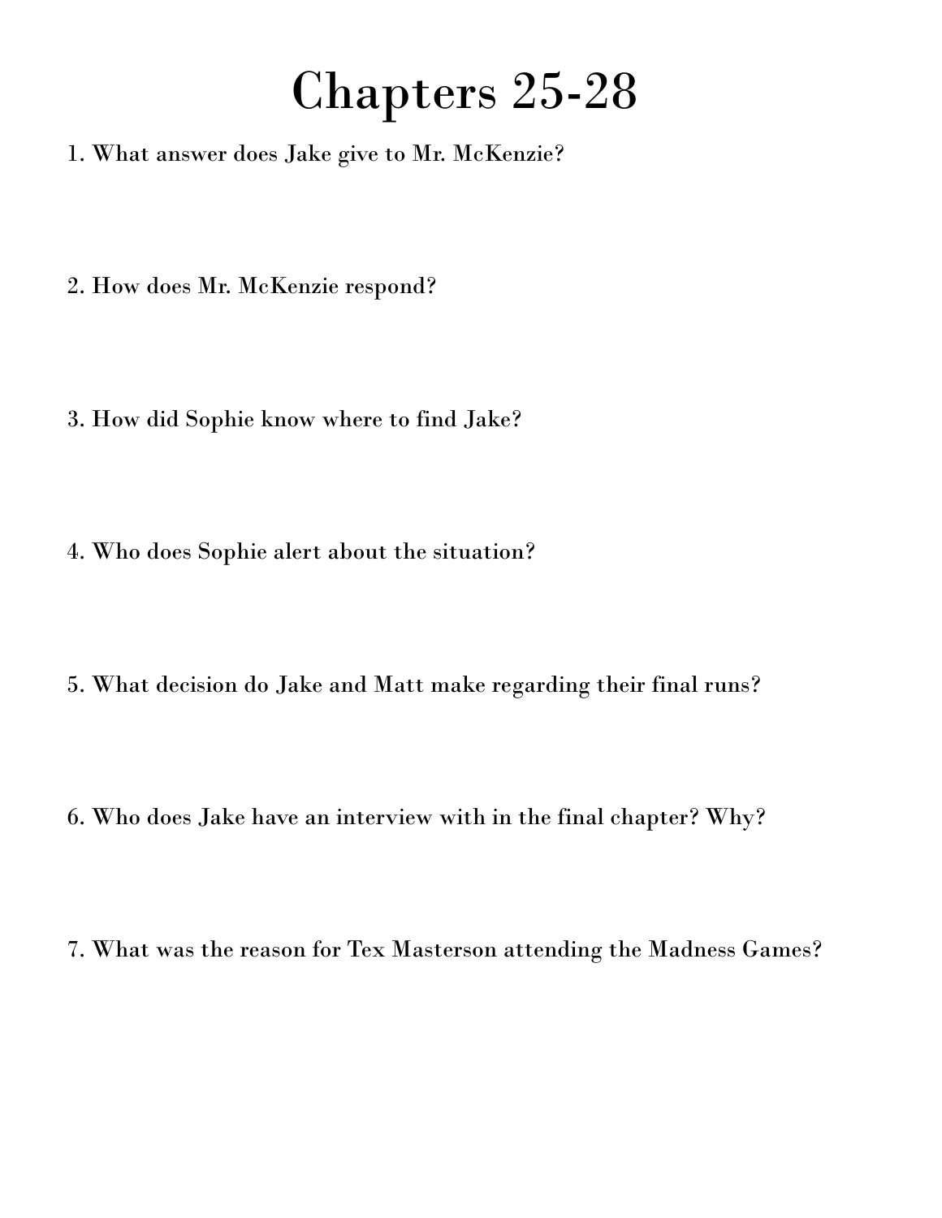# Chapters 25-28

1. What answer does Jake give to Mr. McKenzie?

2. How does Mr. McKenzie respond?

3. How did Sophie know where to find Jake?

4. Who does Sophie alert about the situation?

5. What decision do Jake and Matt make regarding their final runs?

6. Who does Jake have an interview with in the final chapter? Why?

7. What was the reason for Tex Masterson attending the Madness Games?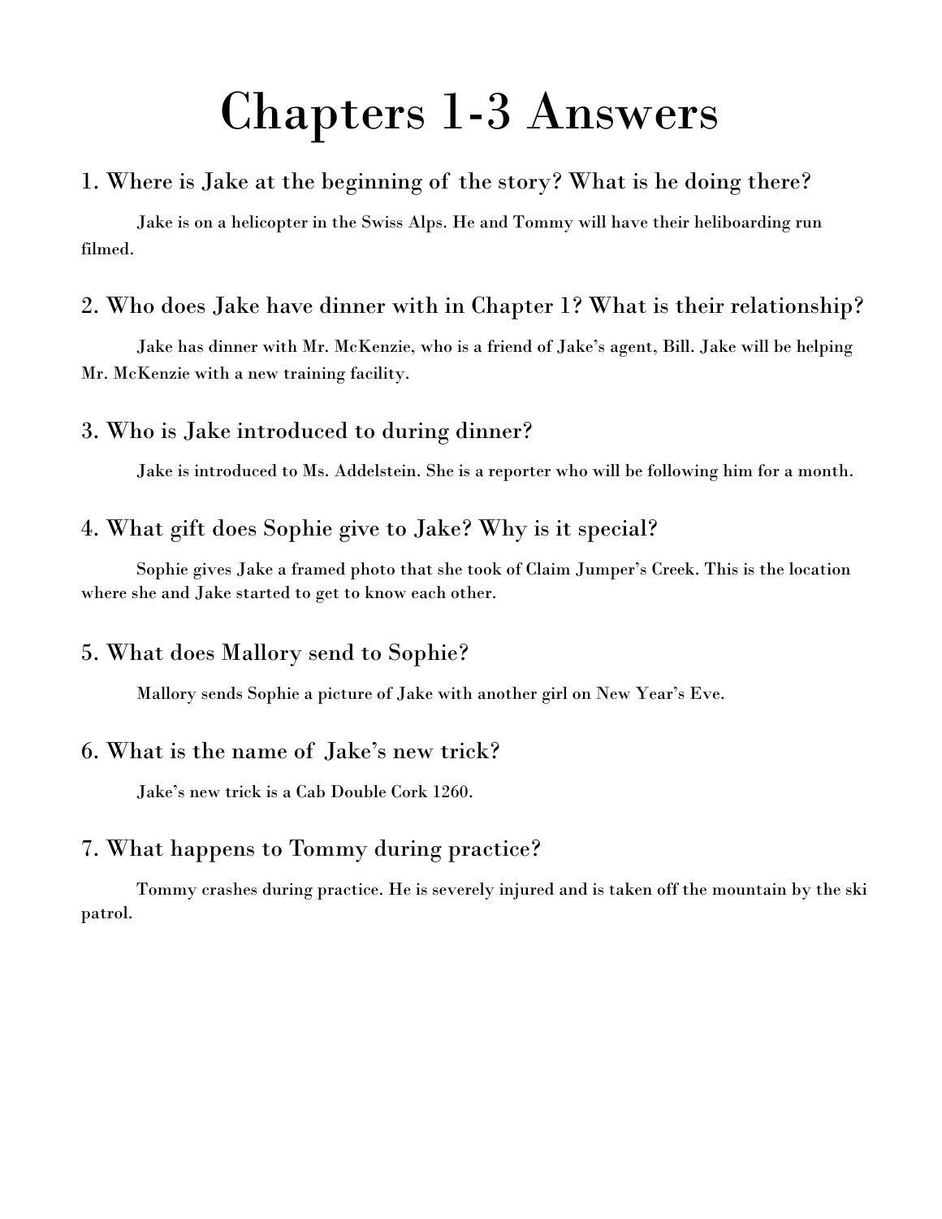# Chapters 1-3 Answers

## 1. Where is Jake at the beginning of the story? What is he doing there?

Jake is on a helicopter in the Swiss Alps. He and Tommy will have their heliboarding run filmed.

## 2. Who does Jake have dinner with in Chapter 1? What is their relationship?

Jake has dinner with Mr. McKenzie, who is a friend of Jake's agent, Bill. Jake will be helping Mr. McKenzie with a new training facility.

## 3. Who is Jake introduced to during dinner?

Jake is introduced to Ms. Addelstein. She is a reporter who will be following him for a month.

## 4. What gift does Sophie give to Jake? Why is it special?

Sophie gives Jake a framed photo that she took of Claim Jumper's Creek. This is the location where she and Jake started to get to know each other.

## 5. What does Mallory send to Sophie?

Mallory sends Sophie a picture of Jake with another girl on New Year's Eve.

## 6. What is the name of Jake's new trick?

Jake's new trick is a Cab Double Cork 1260.

## 7. What happens to Tommy during practice?

Tommy crashes during practice. He is severely injured and is taken off the mountain by the ski patrol.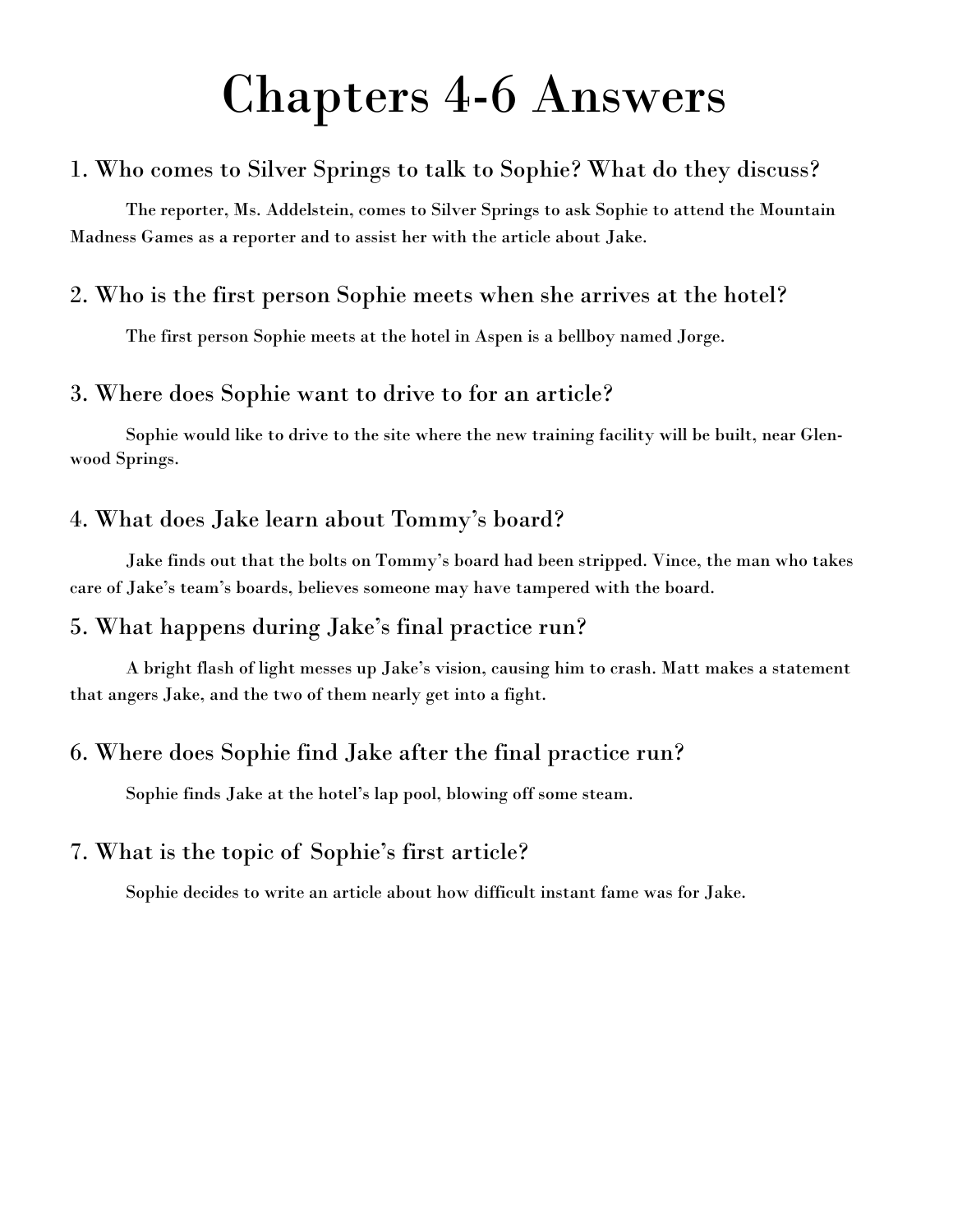# Chapters 4-6 Answers

## 1. Who comes to Silver Springs to talk to Sophie? What do they discuss?

The reporter, Ms. Addelstein, comes to Silver Springs to ask Sophie to attend the Mountain Madness Games as a reporter and to assist her with the article about Jake.

## 2. Who is the first person Sophie meets when she arrives at the hotel?

The first person Sophie meets at the hotel in Aspen is a bellboy named Jorge.

## 3. Where does Sophie want to drive to for an article?

Sophie would like to drive to the site where the new training facility will be built, near Glenwood Springs.

## 4. What does Jake learn about Tommy's board?

Jake finds out that the bolts on Tommy's board had been stripped. Vince, the man who takes care of Jake's team's boards, believes someone may have tampered with the board.

## 5. What happens during Jake's final practice run?

A bright flash of light messes up Jake's vision, causing him to crash. Matt makes a statement that angers Jake, and the two of them nearly get into a fight.

## 6. Where does Sophie find Jake after the final practice run?

Sophie finds Jake at the hotel's lap pool, blowing off some steam.

## 7. What is the topic of Sophie's first article?

Sophie decides to write an article about how difficult instant fame was for Jake.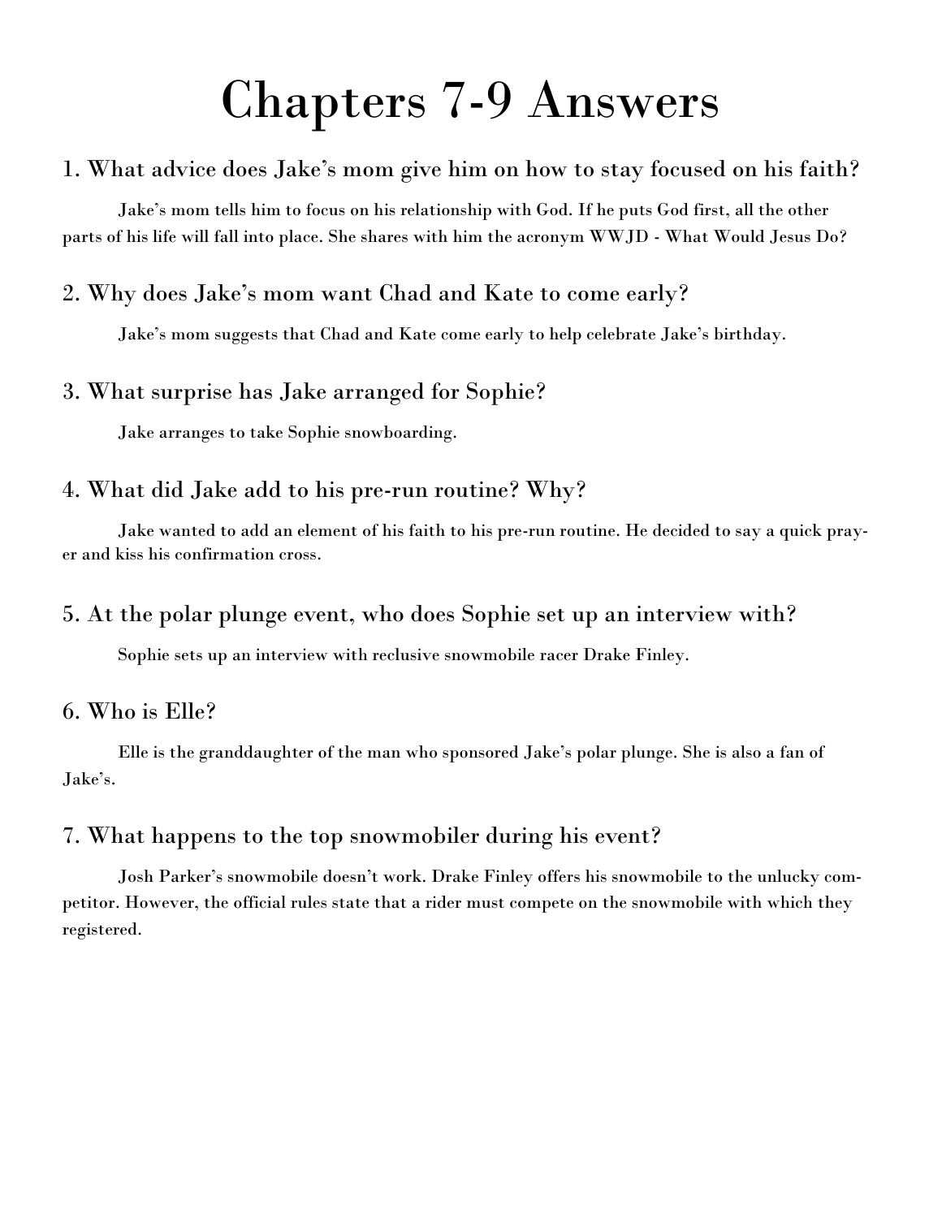# Chapters 7-9 Answers

## 1. What advice does Jake's mom give him on how to stay focused on his faith?

Jake's mom tells him to focus on his relationship with God. If he puts God first, all the other parts of his life will fall into place. She shares with him the acronym WWJD - What Would Jesus Do?

## 2. Why does Jake's mom want Chad and Kate to come early?

Jake's mom suggests that Chad and Kate come early to help celebrate Jake's birthday.

## 3. What surprise has Jake arranged for Sophie?

Jake arranges to take Sophie snowboarding.

## 4. What did Jake add to his pre-run routine? Why?

Jake wanted to add an element of his faith to his pre-run routine. He decided to say a quick prayer and kiss his confirmation cross.

## 5. At the polar plunge event, who does Sophie set up an interview with?

Sophie sets up an interview with reclusive snowmobile racer Drake Finley.

## 6. Who is Elle?

Elle is the granddaughter of the man who sponsored Jake's polar plunge. She is also a fan of Jake's.

## 7. What happens to the top snowmobiler during his event?

Josh Parker's snowmobile doesn't work. Drake Finley offers his snowmobile to the unlucky competitor. However, the official rules state that a rider must compete on the snowmobile with which they registered.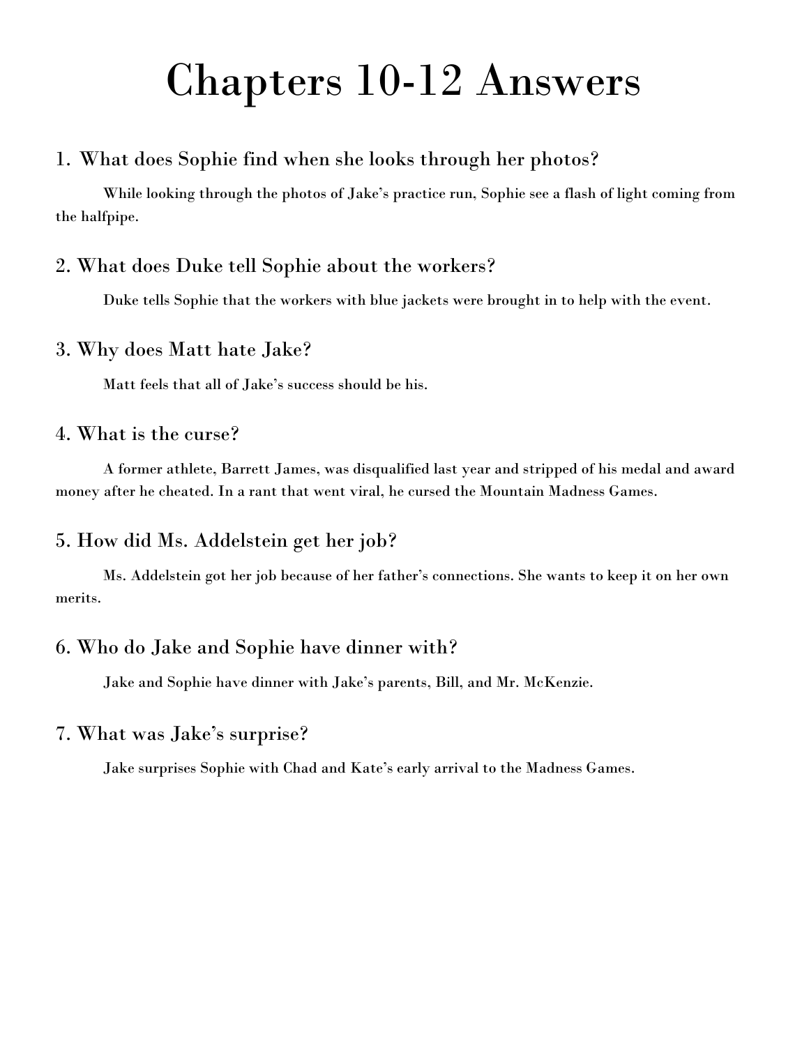# Chapters 10-12 Answers

## 1. What does Sophie find when she looks through her photos?

While looking through the photos of Jake's practice run, Sophie see a flash of light coming from the halfpipe.

## 2. What does Duke tell Sophie about the workers?

Duke tells Sophie that the workers with blue jackets were brought in to help with the event.

## 3. Why does Matt hate Jake?

Matt feels that all of Jake's success should be his.

## 4. What is the curse?

A former athlete, Barrett James, was disqualified last year and stripped of his medal and award money after he cheated. In a rant that went viral, he cursed the Mountain Madness Games.

## 5. How did Ms. Addelstein get her job?

Ms. Addelstein got her job because of her father's connections. She wants to keep it on her own merits.

## 6. Who do Jake and Sophie have dinner with?

Jake and Sophie have dinner with Jake's parents, Bill, and Mr. McKenzie.

## 7. What was Jake's surprise?

Jake surprises Sophie with Chad and Kate's early arrival to the Madness Games.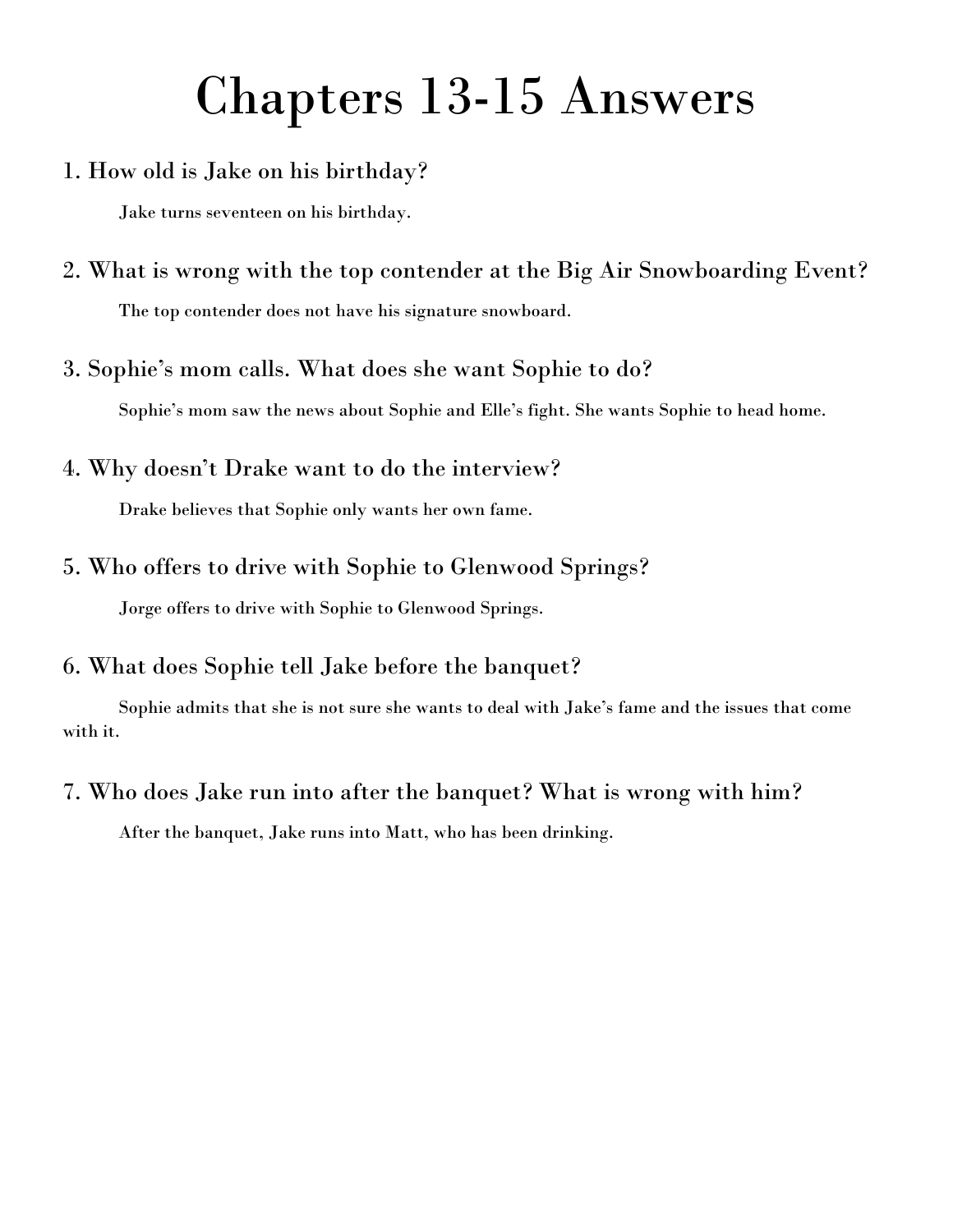# Chapters 13-15 Answers

1. How old is Jake on his birthday?

   Jake turns seventeen on his birthday.

2. What is wrong with the top contender at the Big Air Snowboarding Event?

   The top contender does not have his signature snowboard.

3. Sophie's mom calls. What does she want Sophie to do?

   Sophie's mom saw the news about Sophie and Elle's fight. She wants Sophie to head home.

4. Why doesn't Drake want to do the interview?

   Drake believes that Sophie only wants her own fame.

5. Who offers to drive with Sophie to Glenwood Springs?

   Jorge offers to drive with Sophie to Glenwood Springs.

6. What does Sophie tell Jake before the banquet?

   Sophie admits that she is not sure she wants to deal with Jake's fame and the issues that come with it.

7. Who does Jake run into after the banquet? What is wrong with him?

   After the banquet, Jake runs into Matt, who has been drinking.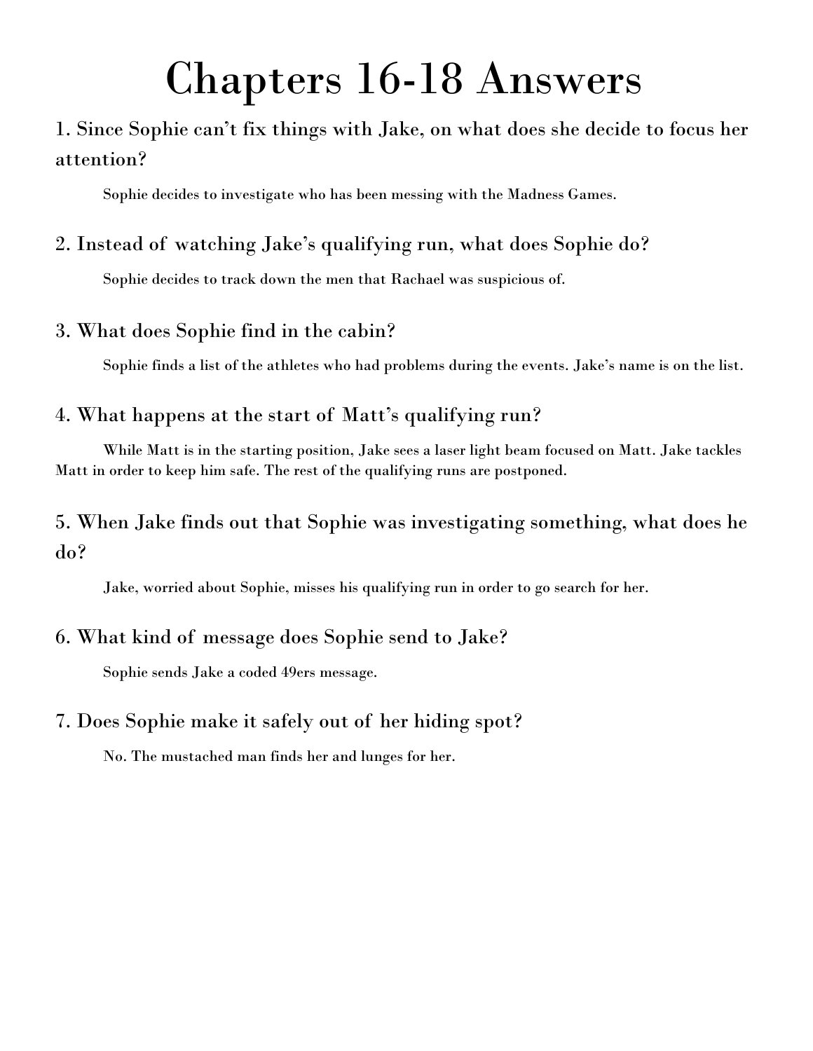# Chapters 16-18 Answers

1. Since Sophie can't fix things with Jake, on what does she decide to focus her attention?

Sophie decides to investigate who has been messing with the Madness Games.

2. Instead of watching Jake's qualifying run, what does Sophie do?

Sophie decides to track down the men that Rachael was suspicious of.

3. What does Sophie find in the cabin?

Sophie finds a list of the athletes who had problems during the events. Jake's name is on the list.

4. What happens at the start of Matt's qualifying run?

While Matt is in the starting position, Jake sees a laser light beam focused on Matt. Jake tackles Matt in order to keep him safe. The rest of the qualifying runs are postponed.

5. When Jake finds out that Sophie was investigating something, what does he do?

Jake, worried about Sophie, misses his qualifying run in order to go search for her.

6. What kind of message does Sophie send to Jake?

Sophie sends Jake a coded 49ers message.

7. Does Sophie make it safely out of her hiding spot?

No. The mustached man finds her and lunges for her.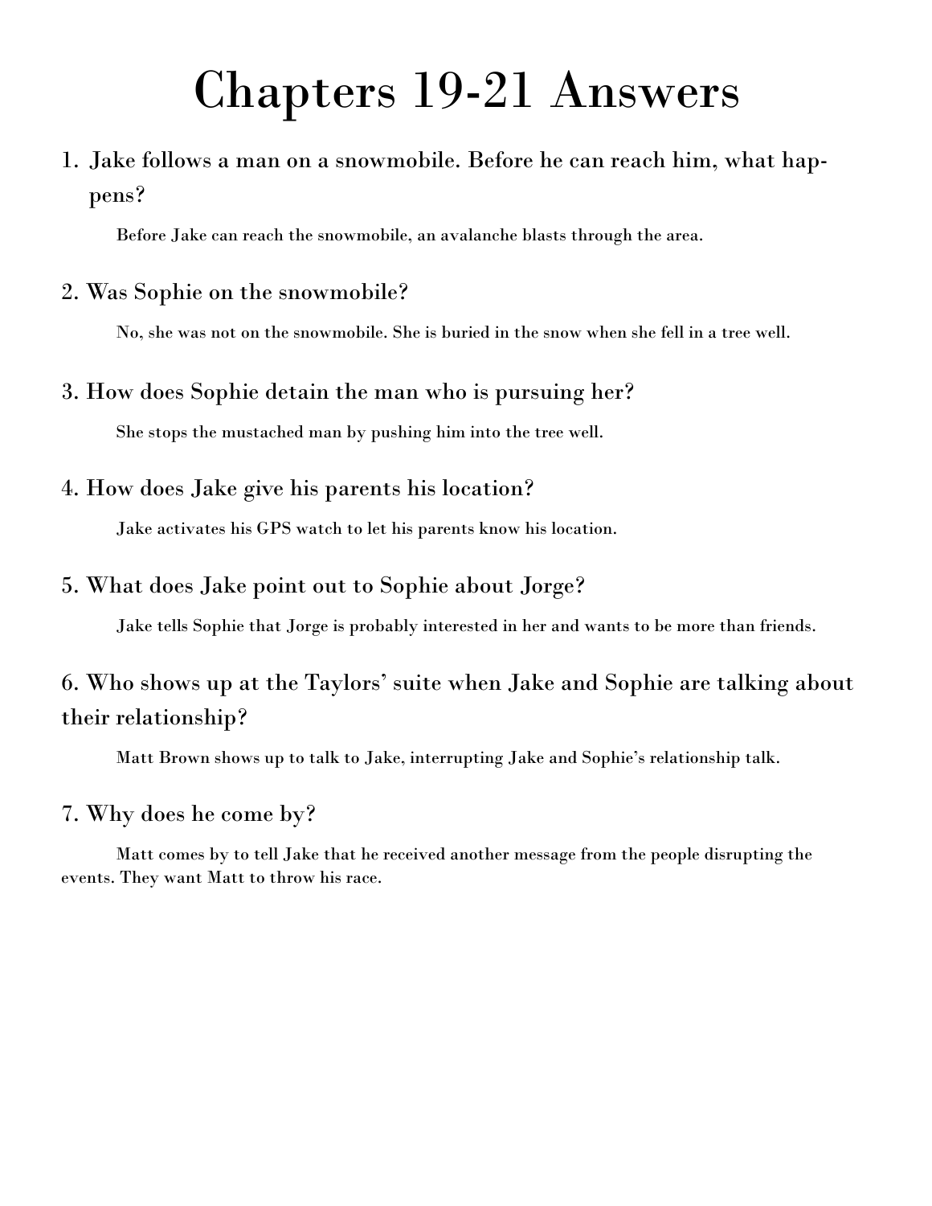# Chapters 19-21 Answers

1. Jake follows a man on a snowmobile. Before he can reach him, what happens?

   Before Jake can reach the snowmobile, an avalanche blasts through the area.

2. Was Sophie on the snowmobile?

   No, she was not on the snowmobile. She is buried in the snow when she fell in a tree well.

3. How does Sophie detain the man who is pursuing her?

   She stops the mustached man by pushing him into the tree well.

4. How does Jake give his parents his location?

   Jake activates his GPS watch to let his parents know his location.

5. What does Jake point out to Sophie about Jorge?

   Jake tells Sophie that Jorge is probably interested in her and wants to be more than friends.

6. Who shows up at the Taylors' suite when Jake and Sophie are talking about their relationship?

   Matt Brown shows up to talk to Jake, interrupting Jake and Sophie's relationship talk.

7. Why does he come by?

   Matt comes by to tell Jake that he received another message from the people disrupting the events. They want Matt to throw his race.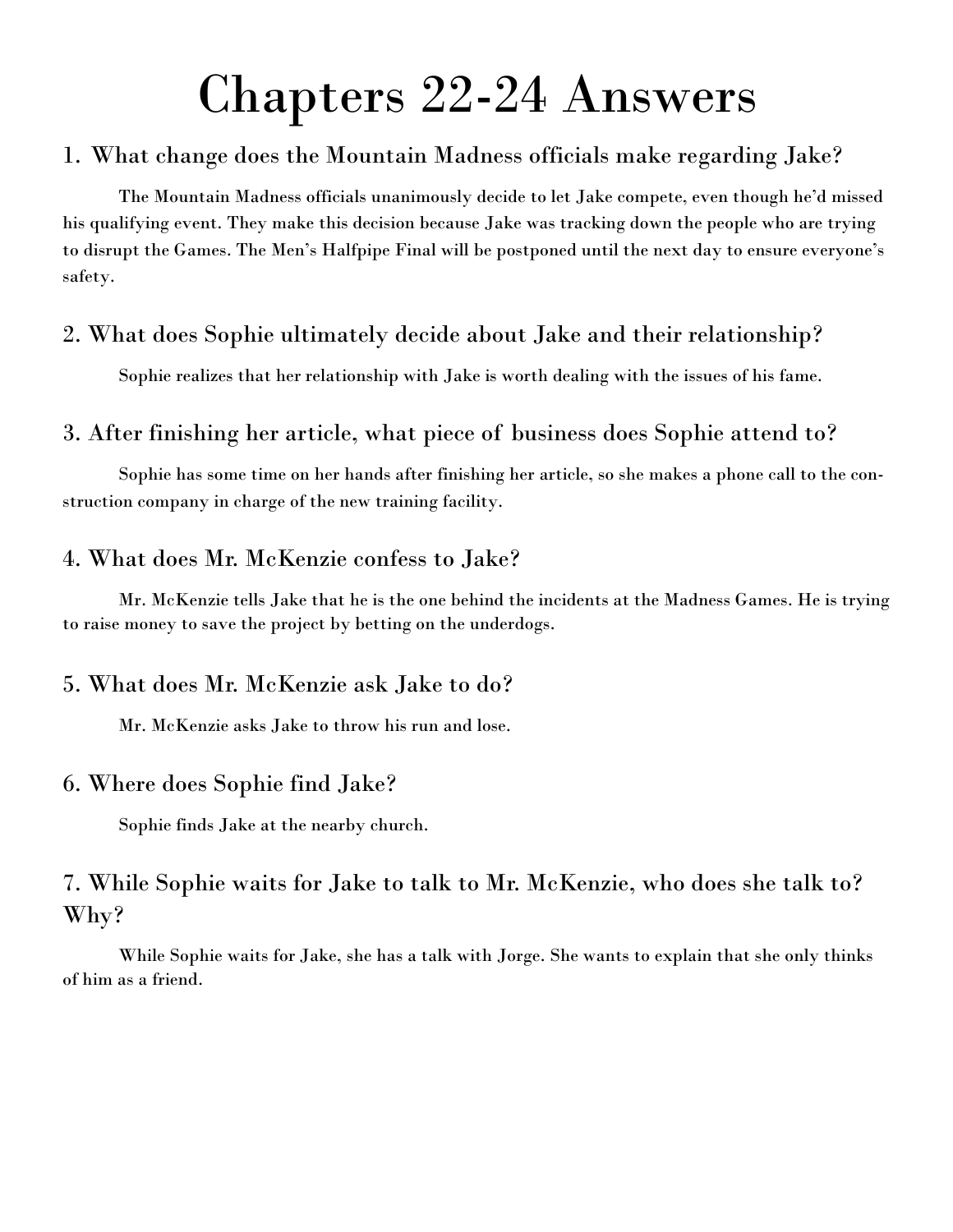# Chapters 22-24 Answers

## 1. What change does the Mountain Madness officials make regarding Jake?

The Mountain Madness officials unanimously decide to let Jake compete, even though he'd missed his qualifying event. They make this decision because Jake was tracking down the people who are trying to disrupt the Games. The Men's Halfpipe Final will be postponed until the next day to ensure everyone's safety.

## 2. What does Sophie ultimately decide about Jake and their relationship?

Sophie realizes that her relationship with Jake is worth dealing with the issues of his fame.

## 3. After finishing her article, what piece of business does Sophie attend to?

Sophie has some time on her hands after finishing her article, so she makes a phone call to the construction company in charge of the new training facility.

## 4. What does Mr. McKenzie confess to Jake?

Mr. McKenzie tells Jake that he is the one behind the incidents at the Madness Games. He is trying to raise money to save the project by betting on the underdogs.

## 5. What does Mr. McKenzie ask Jake to do?

Mr. McKenzie asks Jake to throw his run and lose.

## 6. Where does Sophie find Jake?

Sophie finds Jake at the nearby church.

## 7. While Sophie waits for Jake to talk to Mr. McKenzie, who does she talk to? Why?

While Sophie waits for Jake, she has a talk with Jorge. She wants to explain that she only thinks of him as a friend.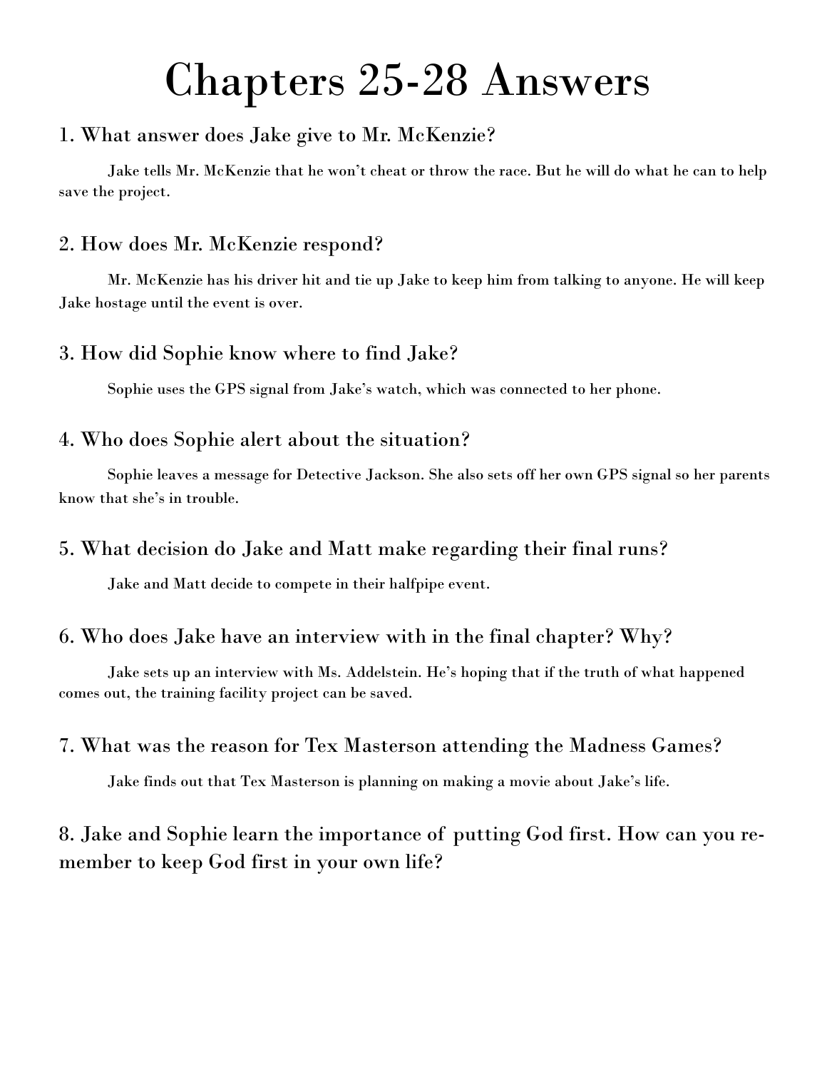# Chapters 25-28 Answers

### 1. What answer does Jake give to Mr. McKenzie?

Jake tells Mr. McKenzie that he won't cheat or throw the race. But he will do what he can to help save the project.

### 2. How does Mr. McKenzie respond?

Mr. McKenzie has his driver hit and tie up Jake to keep him from talking to anyone. He will keep Jake hostage until the event is over.

### 3. How did Sophie know where to find Jake?

Sophie uses the GPS signal from Jake's watch, which was connected to her phone.

### 4. Who does Sophie alert about the situation?

Sophie leaves a message for Detective Jackson. She also sets off her own GPS signal so her parents know that she's in trouble.

### 5. What decision do Jake and Matt make regarding their final runs?

Jake and Matt decide to compete in their halfpipe event.

### 6. Who does Jake have an interview with in the final chapter? Why?

Jake sets up an interview with Ms. Addelstein. He's hoping that if the truth of what happened comes out, the training facility project can be saved.

### 7. What was the reason for Tex Masterson attending the Madness Games?

Jake finds out that Tex Masterson is planning on making a movie about Jake's life.

### 8. Jake and Sophie learn the importance of putting God first. How can you remember to keep God first in your own life?